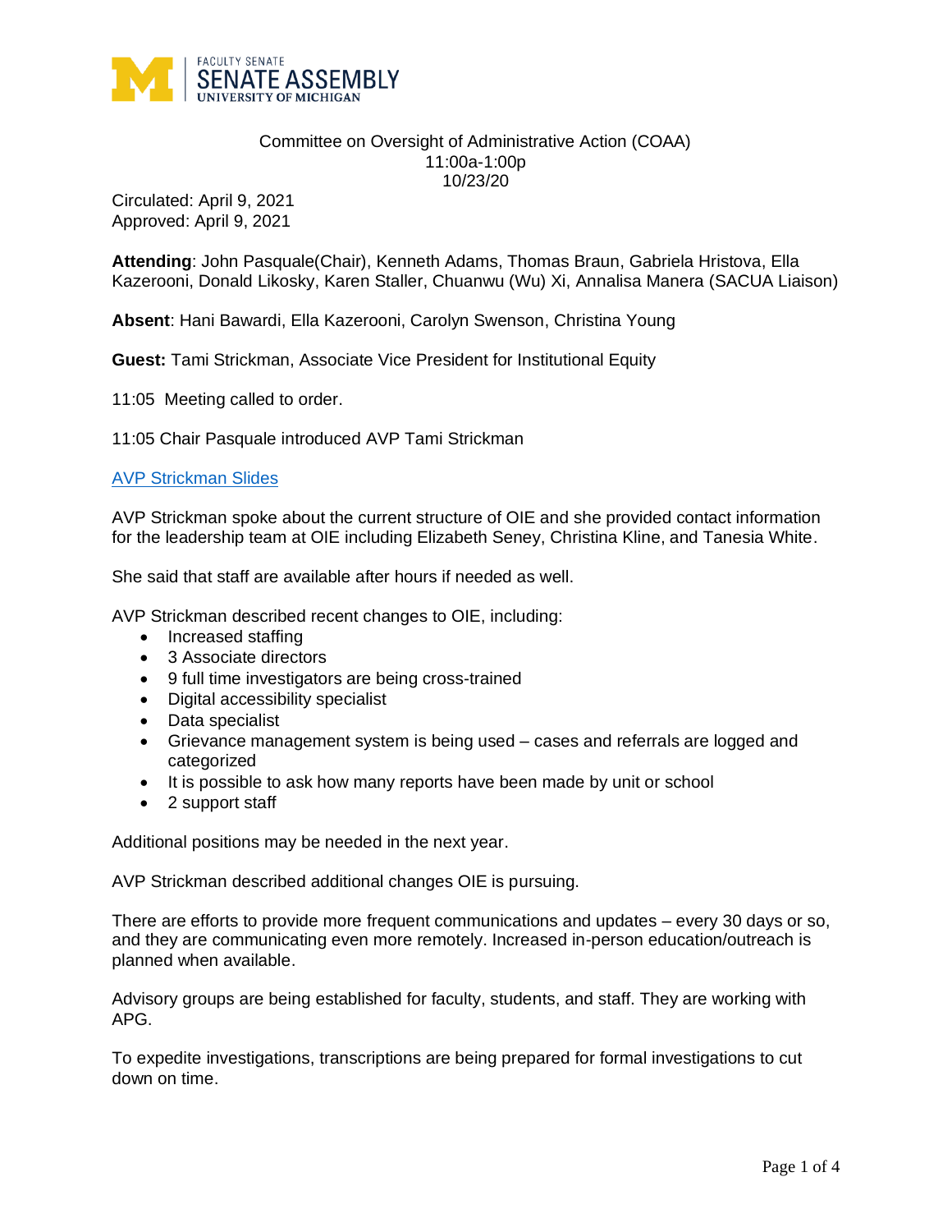FACULTY SENATE
SENATE ASSEMBLY
UNIVERSITY OF MICHIGAN

Committee on Oversight of Administrative Action (COAA)
11:00a-1:00p
10/23/20

Circulated: April 9, 2021
Approved: April 9, 2021

**Attending**: John Pasquale(Chair), Kenneth Adams, Thomas Braun, Gabriela Hristova, Ella Kazerooni, Donald Likosky, Karen Staller, Chuanwu (Wu) Xi, Annalisa Manera (SACUA Liaison)

**Absent**: Hani Bawardi, Ella Kazerooni, Carolyn Swenson, Christina Young

**Guest:** Tami Strickman, Associate Vice President for Institutional Equity

11:05 Meeting called to order.

11:05 Chair Pasquale introduced AVP Tami Strickman

AVP Strickman Slides

AVP Strickman spoke about the current structure of OIE and she provided contact information for the leadership team at OIE including Elizabeth Seney, Christina Kline, and Tanesia White.

She said that staff are available after hours if needed as well.

AVP Strickman described recent changes to OIE, including:

- Increased staffing
- 3 Associate directors
- 9 full time investigators are being cross-trained
- Digital accessibility specialist
- Data specialist
- Grievance management system is being used – cases and referrals are logged and categorized
- It is possible to ask how many reports have been made by unit or school
- 2 support staff

Additional positions may be needed in the next year.

AVP Strickman described additional changes OIE is pursuing.

There are efforts to provide more frequent communications and updates – every 30 days or so, and they are communicating even more remotely. Increased in-person education/outreach is planned when available.

Advisory groups are being established for faculty, students, and staff. They are working with APG.

To expedite investigations, transcriptions are being prepared for formal investigations to cut down on time.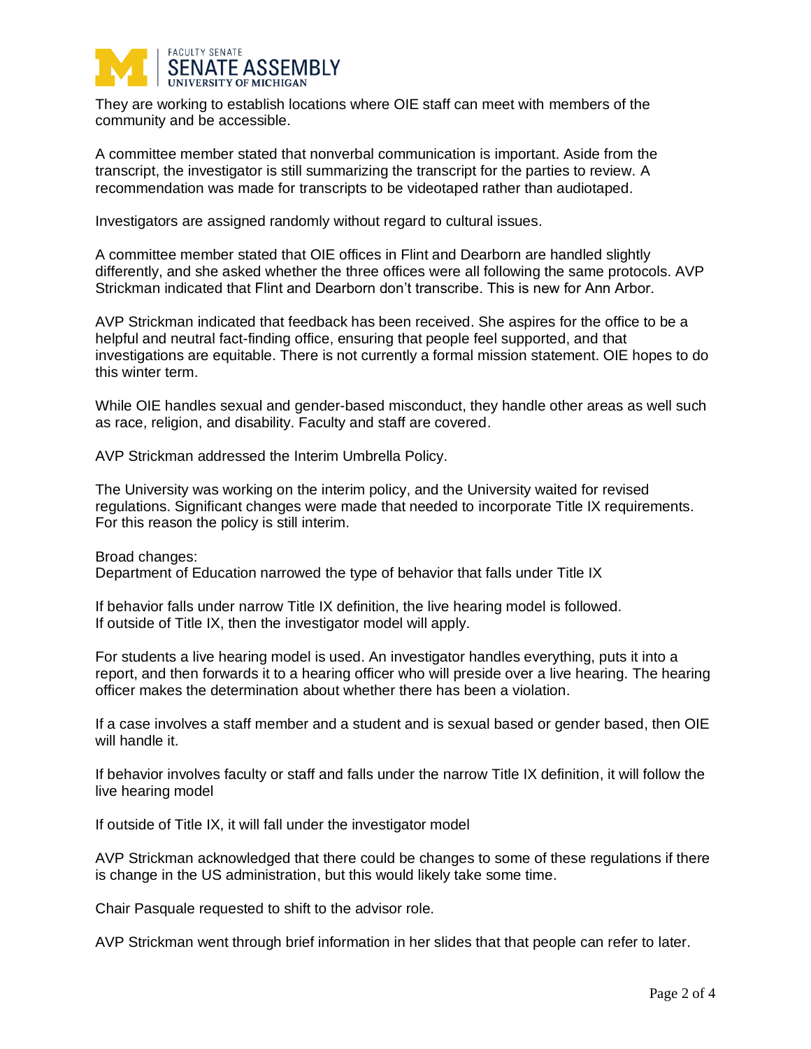They are working to establish locations where OIE staff can meet with members of the community and be accessible.

A committee member stated that nonverbal communication is important. Aside from the transcript, the investigator is still summarizing the transcript for the parties to review. A recommendation was made for transcripts to be videotaped rather than audiotaped.

Investigators are assigned randomly without regard to cultural issues.

A committee member stated that OIE offices in Flint and Dearborn are handled slightly differently, and she asked whether the three offices were all following the same protocols. AVP Strickman indicated that Flint and Dearborn don't transcribe. This is new for Ann Arbor.

AVP Strickman indicated that feedback has been received. She aspires for the office to be a helpful and neutral fact-finding office, ensuring that people feel supported, and that investigations are equitable. There is not currently a formal mission statement. OIE hopes to do this winter term.

While OIE handles sexual and gender-based misconduct, they handle other areas as well such as race, religion, and disability. Faculty and staff are covered.

AVP Strickman addressed the Interim Umbrella Policy.

The University was working on the interim policy, and the University waited for revised regulations. Significant changes were made that needed to incorporate Title IX requirements. For this reason the policy is still interim.

Broad changes:
Department of Education narrowed the type of behavior that falls under Title IX

If behavior falls under narrow Title IX definition, the live hearing model is followed.
If outside of Title IX, then the investigator model will apply.

For students a live hearing model is used. An investigator handles everything, puts it into a report, and then forwards it to a hearing officer who will preside over a live hearing. The hearing officer makes the determination about whether there has been a violation.

If a case involves a staff member and a student and is sexual based or gender based, then OIE will handle it.

If behavior involves faculty or staff and falls under the narrow Title IX definition, it will follow the live hearing model

If outside of Title IX, it will fall under the investigator model

AVP Strickman acknowledged that there could be changes to some of these regulations if there is change in the US administration, but this would likely take some time.

Chair Pasquale requested to shift to the advisor role.

AVP Strickman went through brief information in her slides that that people can refer to later.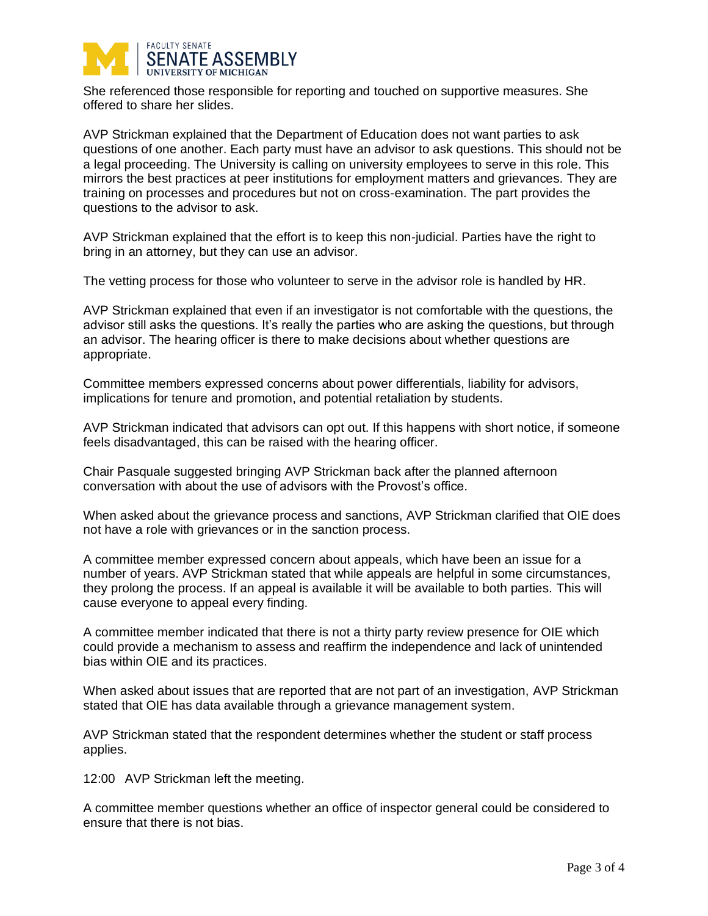She referenced those responsible for reporting and touched on supportive measures. She offered to share her slides.

AVP Strickman explained that the Department of Education does not want parties to ask questions of one another. Each party must have an advisor to ask questions. This should not be a legal proceeding. The University is calling on university employees to serve in this role. This mirrors the best practices at peer institutions for employment matters and grievances. They are training on processes and procedures but not on cross-examination. The part provides the questions to the advisor to ask.

AVP Strickman explained that the effort is to keep this non-judicial. Parties have the right to bring in an attorney, but they can use an advisor.

The vetting process for those who volunteer to serve in the advisor role is handled by HR.

AVP Strickman explained that even if an investigator is not comfortable with the questions, the advisor still asks the questions. It's really the parties who are asking the questions, but through an advisor. The hearing officer is there to make decisions about whether questions are appropriate.

Committee members expressed concerns about power differentials, liability for advisors, implications for tenure and promotion, and potential retaliation by students.

AVP Strickman indicated that advisors can opt out. If this happens with short notice, if someone feels disadvantaged, this can be raised with the hearing officer.

Chair Pasquale suggested bringing AVP Strickman back after the planned afternoon conversation with about the use of advisors with the Provost's office.

When asked about the grievance process and sanctions, AVP Strickman clarified that OIE does not have a role with grievances or in the sanction process.

A committee member expressed concern about appeals, which have been an issue for a number of years. AVP Strickman stated that while appeals are helpful in some circumstances, they prolong the process. If an appeal is available it will be available to both parties. This will cause everyone to appeal every finding.

A committee member indicated that there is not a thirty party review presence for OIE which could provide a mechanism to assess and reaffirm the independence and lack of unintended bias within OIE and its practices.

When asked about issues that are reported that are not part of an investigation, AVP Strickman stated that OIE has data available through a grievance management system.

AVP Strickman stated that the respondent determines whether the student or staff process applies.

12:00 AVP Strickman left the meeting.

A committee member questions whether an office of inspector general could be considered to ensure that there is not bias.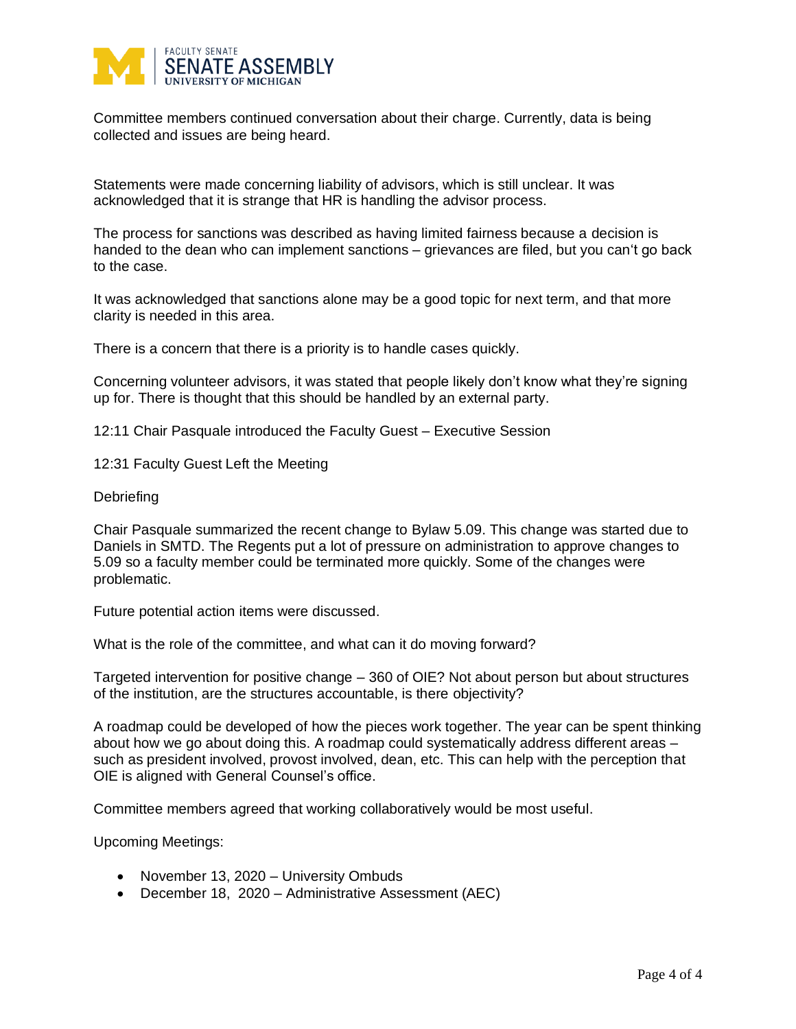Committee members continued conversation about their charge. Currently, data is being collected and issues are being heard.

Statements were made concerning liability of advisors, which is still unclear. It was acknowledged that it is strange that HR is handling the advisor process.

The process for sanctions was described as having limited fairness because a decision is handed to the dean who can implement sanctions – grievances are filed, but you can't go back to the case.

It was acknowledged that sanctions alone may be a good topic for next term, and that more clarity is needed in this area.

There is a concern that there is a priority is to handle cases quickly.

Concerning volunteer advisors, it was stated that people likely don't know what they're signing up for. There is thought that this should be handled by an external party.

12:11 Chair Pasquale introduced the Faculty Guest – Executive Session

12:31 Faculty Guest Left the Meeting

Debriefing

Chair Pasquale summarized the recent change to Bylaw 5.09. This change was started due to Daniels in SMTD. The Regents put a lot of pressure on administration to approve changes to 5.09 so a faculty member could be terminated more quickly. Some of the changes were problematic.

Future potential action items were discussed.

What is the role of the committee, and what can it do moving forward?

Targeted intervention for positive change – 360 of OIE? Not about person but about structures of the institution, are the structures accountable, is there objectivity?

A roadmap could be developed of how the pieces work together. The year can be spent thinking about how we go about doing this. A roadmap could systematically address different areas – such as president involved, provost involved, dean, etc. This can help with the perception that OIE is aligned with General Counsel's office.

Committee members agreed that working collaboratively would be most useful.

Upcoming Meetings:

- November 13, 2020 – University Ombuds
- December 18, 2020 – Administrative Assessment (AEC)